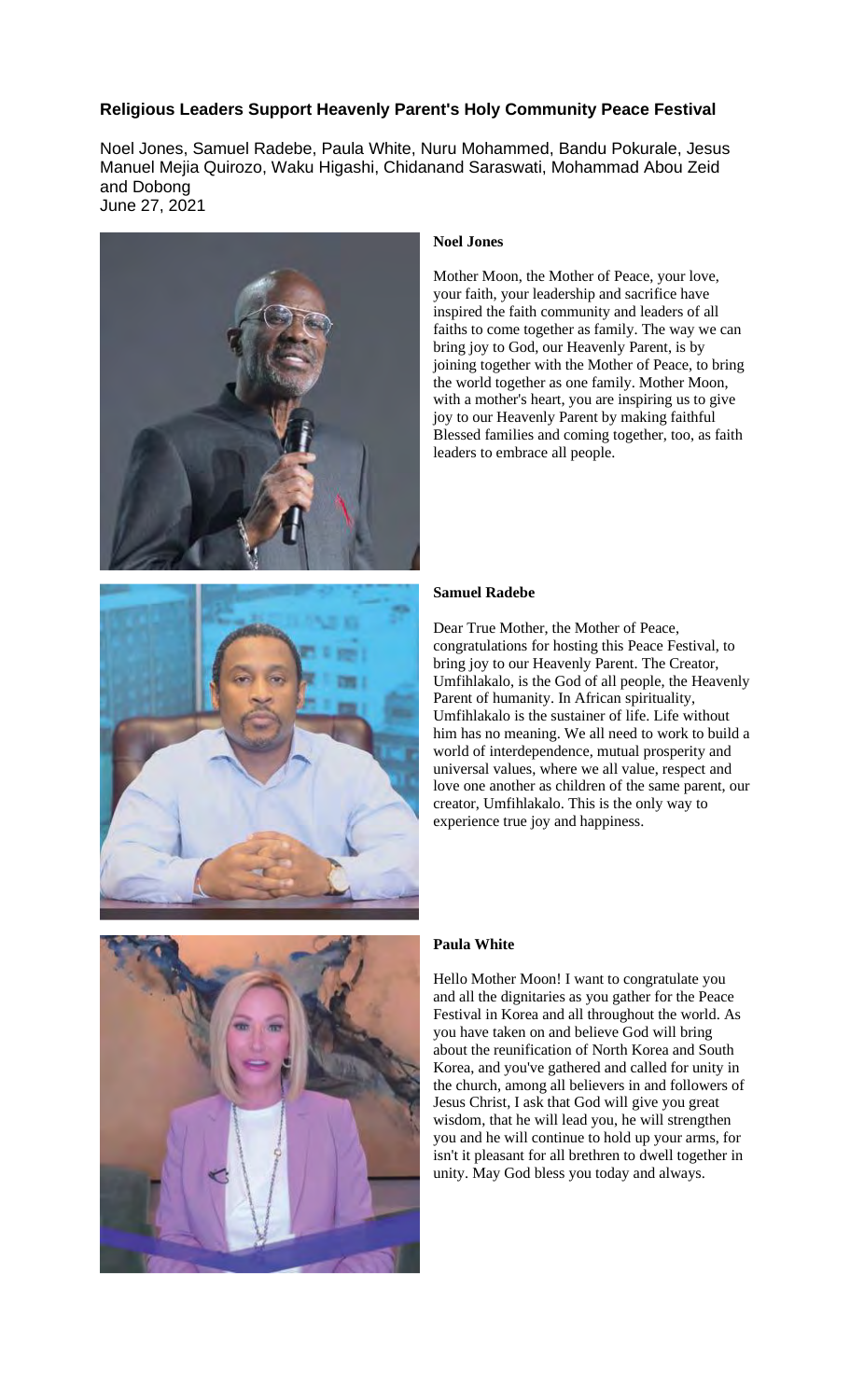# Religious Leaders Support Heavenly Parent's Holy Community Peace Festival

Noel Jones, Samuel Radebe, Paula White, Nuru Mohammed, Bandu Pokurale, Jesus Manuel Mejia Quirozo, Waku Higashi, Chidanand Saraswati, Mohammad Abou Zeid and Dobong
June 27, 2021

**Noel Jones**

Mother Moon, the Mother of Peace, your love, your faith, your leadership and sacrifice have inspired the faith community and leaders of all faiths to come together as family. The way we can bring joy to God, our Heavenly Parent, is by joining together with the Mother of Peace, to bring the world together as one family. Mother Moon, with a mother's heart, you are inspiring us to give joy to our Heavenly Parent by making faithful Blessed families and coming together, too, as faith leaders to embrace all people.

**Samuel Radebe**

Dear True Mother, the Mother of Peace, congratulations for hosting this Peace Festival, to bring joy to our Heavenly Parent. The Creator, Umfihlakalo, is the God of all people, the Heavenly Parent of humanity. In African spirituality, Umfihlakalo is the sustainer of life. Life without him has no meaning. We all need to work to build a world of interdependence, mutual prosperity and universal values, where we all value, respect and love one another as children of the same parent, our creator, Umfihlakalo. This is the only way to experience true joy and happiness.

**Paula White**

Hello Mother Moon! I want to congratulate you and all the dignitaries as you gather for the Peace Festival in Korea and all throughout the world. As you have taken on and believe God will bring about the reunification of North Korea and South Korea, and you've gathered and called for unity in the church, among all believers in and followers of Jesus Christ, I ask that God will give you great wisdom, that he will lead you, he will strengthen you and he will continue to hold up your arms, for isn't it pleasant for all brethren to dwell together in unity. May God bless you today and always.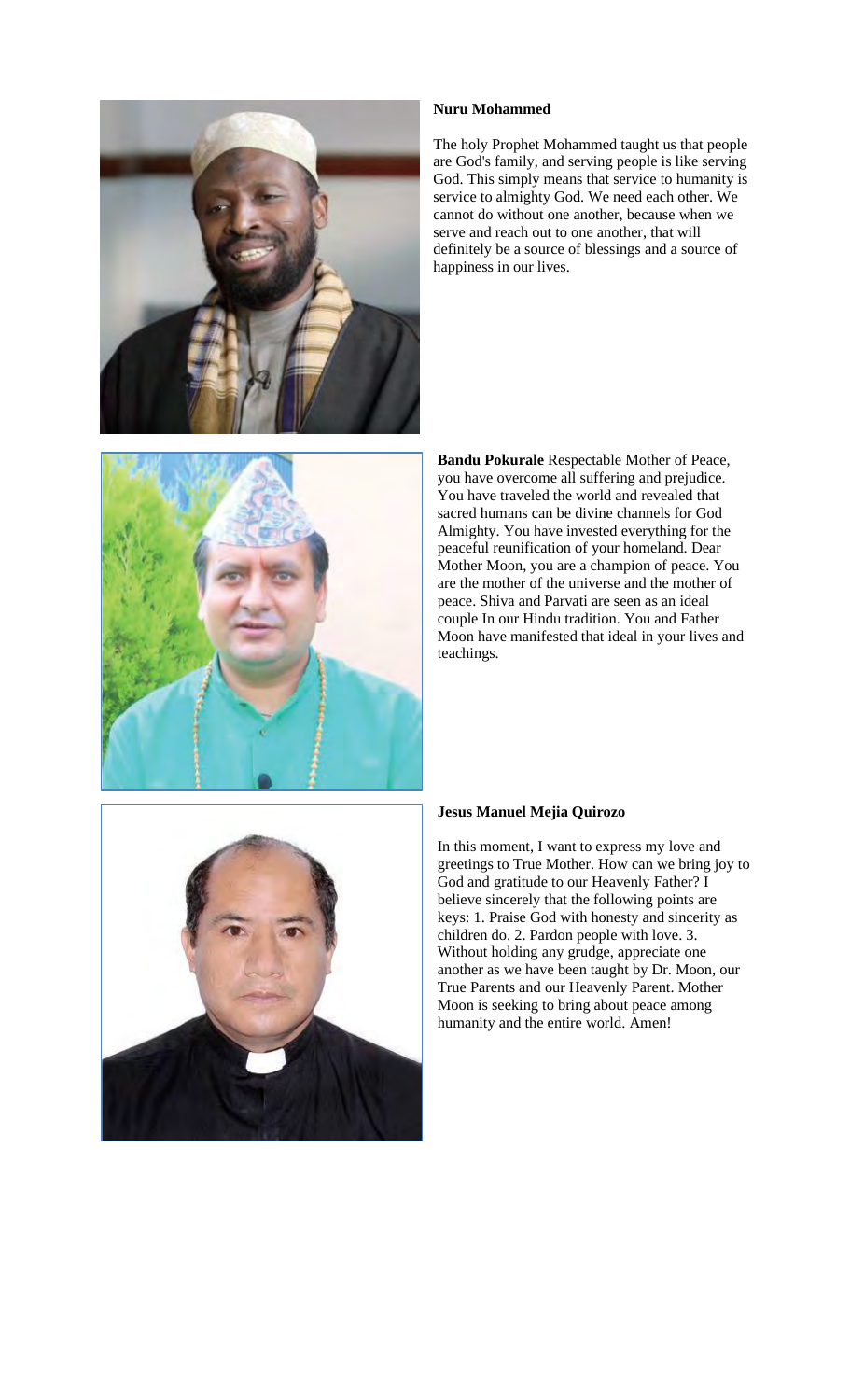**Nuru Mohammed**

The holy Prophet Mohammed taught us that people are God's family, and serving people is like serving God. This simply means that service to humanity is service to almighty God. We need each other. We cannot do without one another, because when we serve and reach out to one another, that will definitely be a source of blessings and a source of happiness in our lives.

**Bandu Pokurale** Respectable Mother of Peace, you have overcome all suffering and prejudice. You have traveled the world and revealed that sacred humans can be divine channels for God Almighty. You have invested everything for the peaceful reunification of your homeland. Dear Mother Moon, you are a champion of peace. You are the mother of the universe and the mother of peace. Shiva and Parvati are seen as an ideal couple In our Hindu tradition. You and Father Moon have manifested that ideal in your lives and teachings.

**Jesus Manuel Mejia Quirozo**

In this moment, I want to express my love and greetings to True Mother. How can we bring joy to God and gratitude to our Heavenly Father? I believe sincerely that the following points are keys: 1. Praise God with honesty and sincerity as children do. 2. Pardon people with love. 3. Without holding any grudge, appreciate one another as we have been taught by Dr. Moon, our True Parents and our Heavenly Parent. Mother Moon is seeking to bring about peace among humanity and the entire world. Amen!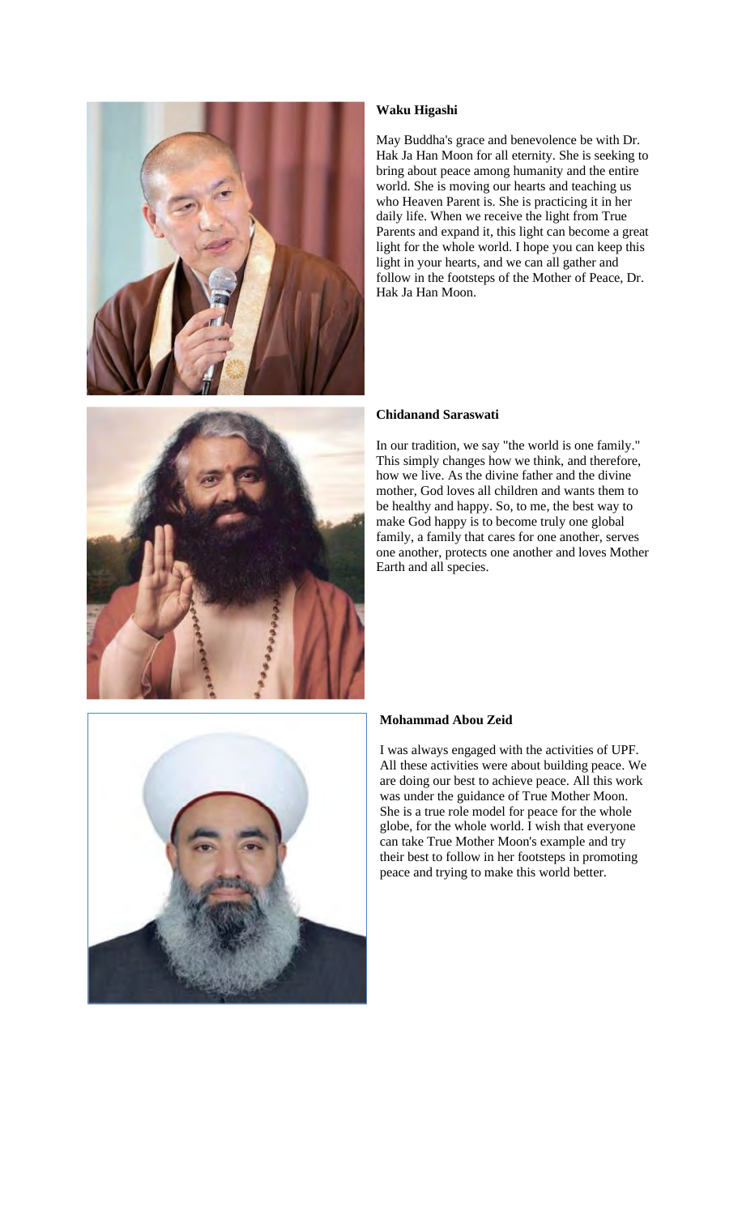**Waku Higashi**

May Buddha's grace and benevolence be with Dr. Hak Ja Han Moon for all eternity. She is seeking to bring about peace among humanity and the entire world. She is moving our hearts and teaching us who Heaven Parent is. She is practicing it in her daily life. When we receive the light from True Parents and expand it, this light can become a great light for the whole world. I hope you can keep this light in your hearts, and we can all gather and follow in the footsteps of the Mother of Peace, Dr. Hak Ja Han Moon.

**Chidanand Saraswati**

In our tradition, we say "the world is one family." This simply changes how we think, and therefore, how we live. As the divine father and the divine mother, God loves all children and wants them to be healthy and happy. So, to me, the best way to make God happy is to become truly one global family, a family that cares for one another, serves one another, protects one another and loves Mother Earth and all species.

**Mohammad Abou Zeid**

I was always engaged with the activities of UPF. All these activities were about building peace. We are doing our best to achieve peace. All this work was under the guidance of True Mother Moon. She is a true role model for peace for the whole globe, for the whole world. I wish that everyone can take True Mother Moon's example and try their best to follow in her footsteps in promoting peace and trying to make this world better.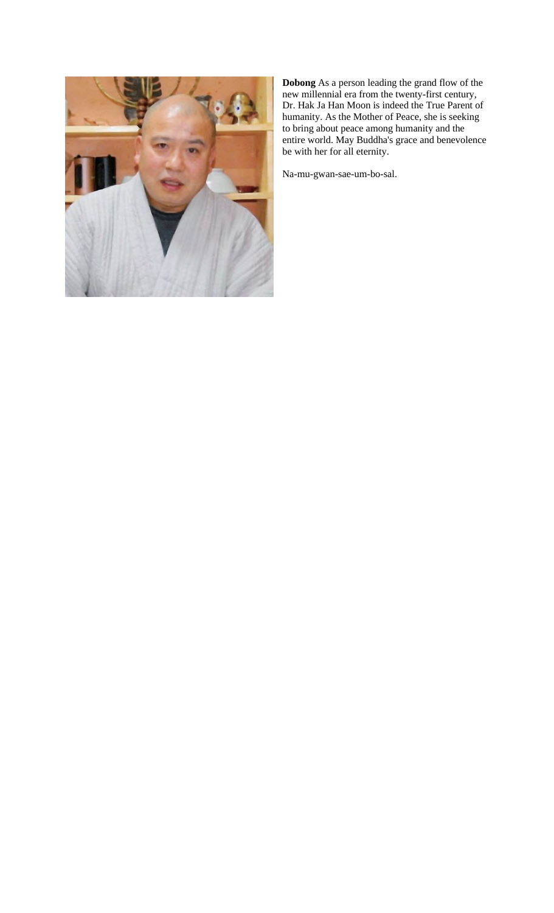**Dobong** As a person leading the grand flow of the new millennial era from the twenty-first century, Dr. Hak Ja Han Moon is indeed the True Parent of humanity. As the Mother of Peace, she is seeking to bring about peace among humanity and the entire world. May Buddha's grace and benevolence be with her for all eternity.

Na-mu-gwan-sae-um-bo-sal.